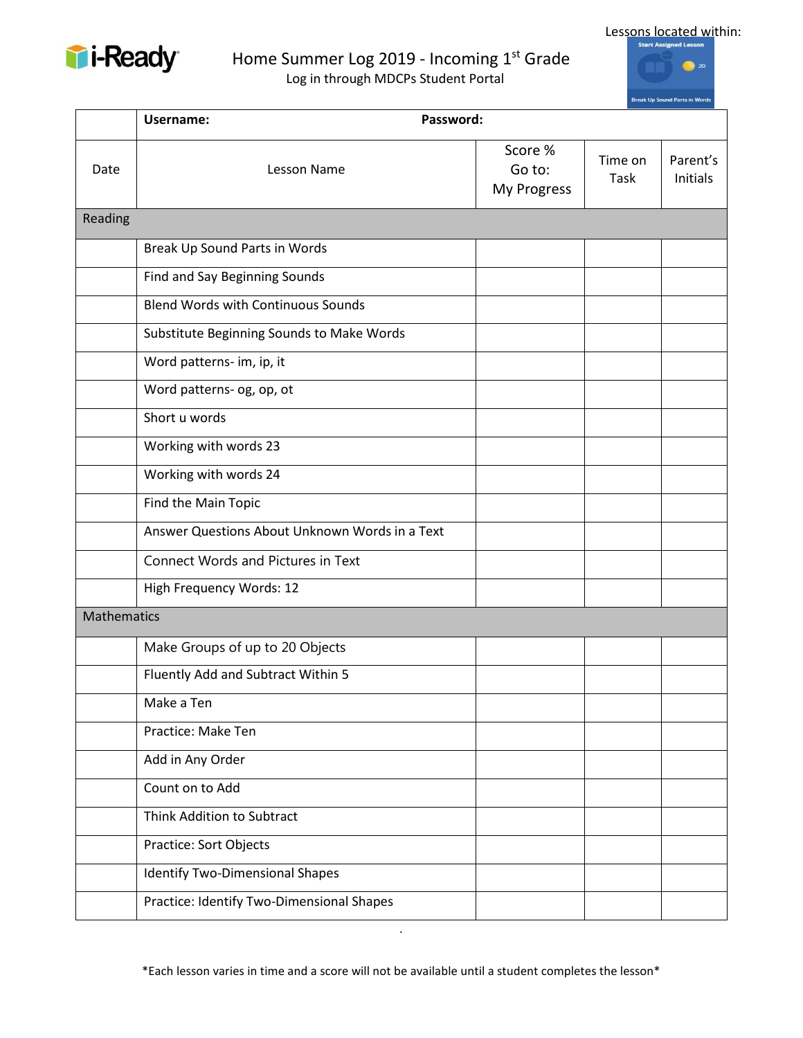Lessons located within:

# Home Summer Log 2019 - Incoming 1st Grade

Log in through MDCPs Student Portal

| | Username: | Password: | | |
|---|---|---|---|---|
| Date | Lesson Name | Score % Go to: My Progress | Time on Task | Parent's Initials |
| Reading | | | | |
| | Break Up Sound Parts in Words | | | |
| | Find and Say Beginning Sounds | | | |
| | Blend Words with Continuous Sounds | | | |
| | Substitute Beginning Sounds to Make Words | | | |
| | Word patterns- im, ip, it | | | |
| | Word patterns- og, op, ot | | | |
| | Short u words | | | |
| | Working with words 23 | | | |
| | Working with words 24 | | | |
| | Find the Main Topic | | | |
| | Answer Questions About Unknown Words in a Text | | | |
| | Connect Words and Pictures in Text | | | |
| | High Frequency Words: 12 | | | |
| Mathematics | | | | |
| | Make Groups of up to 20 Objects | | | |
| | Fluently Add and Subtract Within 5 | | | |
| | Make a Ten | | | |
| | Practice: Make Ten | | | |
| | Add in Any Order | | | |
| | Count on to Add | | | |
| | Think Addition to Subtract | | | |
| | Practice: Sort Objects | | | |
| | Identify Two-Dimensional Shapes | | | |
| | Practice: Identify Two-Dimensional Shapes | | | |

*Each lesson varies in time and a score will not be available until a student completes the lesson*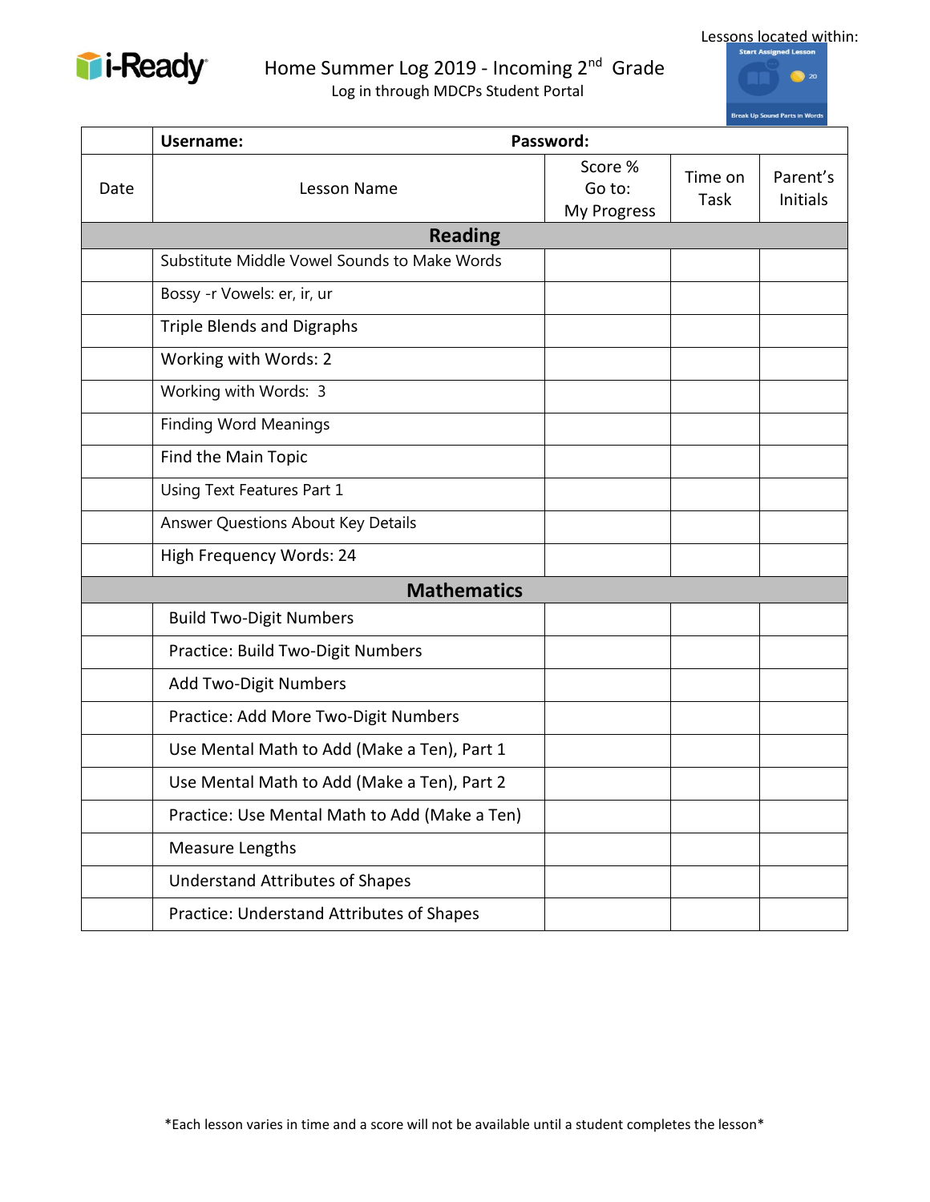# Home Summer Log 2019 - Incoming 2nd Grade

Log in through MDCPs Student Portal

Lessons located within:

| | Username: Password: | | | |
|---|---|---|---|---|
| Date | Lesson Name | Score % Go to: My Progress | Time on Task | Parent's Initials |
| **Reading** | | | | |
| | Substitute Middle Vowel Sounds to Make Words | | | |
| | Bossy -r Vowels: er, ir, ur | | | |
| | Triple Blends and Digraphs | | | |
| | Working with Words: 2 | | | |
| | Working with Words: 3 | | | |
| | Finding Word Meanings | | | |
| | Find the Main Topic | | | |
| | Using Text Features Part 1 | | | |
| | Answer Questions About Key Details | | | |
| | High Frequency Words: 24 | | | |
| **Mathematics** | | | | |
| | Build Two-Digit Numbers | | | |
| | Practice: Build Two-Digit Numbers | | | |
| | Add Two-Digit Numbers | | | |
| | Practice: Add More Two-Digit Numbers | | | |
| | Use Mental Math to Add (Make a Ten), Part 1 | | | |
| | Use Mental Math to Add (Make a Ten), Part 2 | | | |
| | Practice: Use Mental Math to Add (Make a Ten) | | | |
| | Measure Lengths | | | |
| | Understand Attributes of Shapes | | | |
| | Practice: Understand Attributes of Shapes | | | |

*Each lesson varies in time and a score will not be available until a student completes the lesson*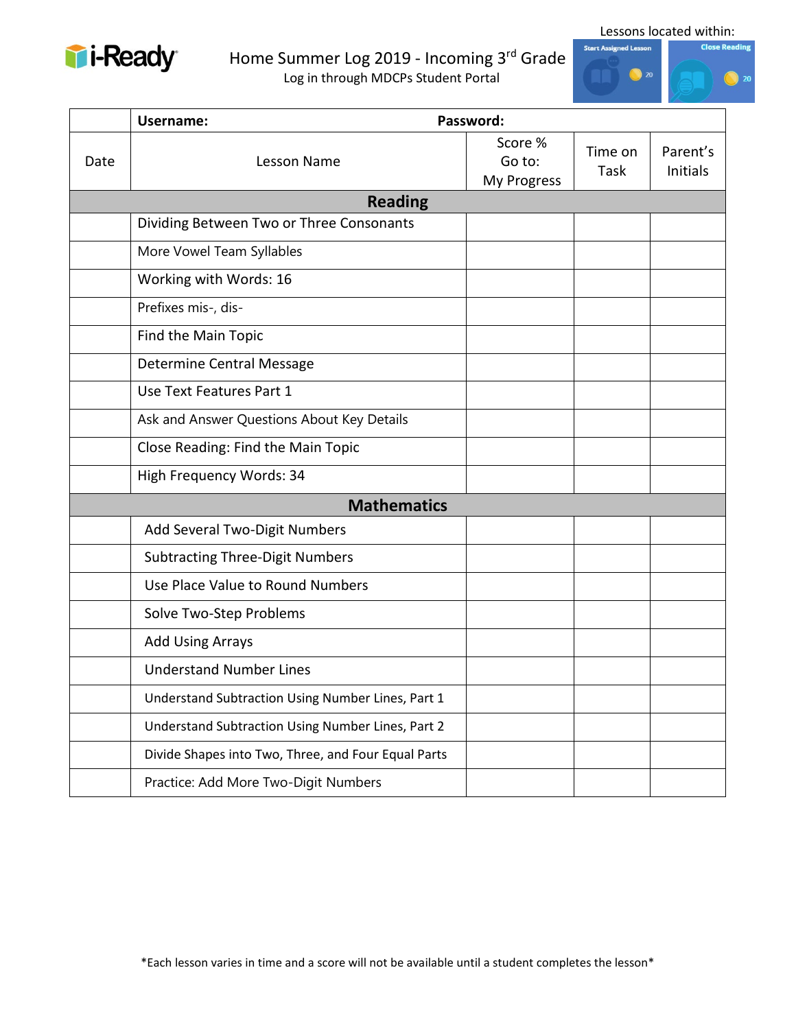i-Ready

# Home Summer Log 2019 - Incoming 3rd Grade

Log in through MDCPs Student Portal

Lessons located within: Start Assigned Lesson | Close Reading

| | **Username:** | **Password:** | | |
|---|---|---|---|---|
| Date | Lesson Name | Score % Go to: My Progress | Time on Task | Parent's Initials |
| | **Reading** | | | |
| | Dividing Between Two or Three Consonants | | | |
| | More Vowel Team Syllables | | | |
| | Working with Words: 16 | | | |
| | Prefixes mis-, dis- | | | |
| | Find the Main Topic | | | |
| | Determine Central Message | | | |
| | Use Text Features Part 1 | | | |
| | Ask and Answer Questions About Key Details | | | |
| | Close Reading: Find the Main Topic | | | |
| | High Frequency Words: 34 | | | |
| | **Mathematics** | | | |
| | Add Several Two-Digit Numbers | | | |
| | Subtracting Three-Digit Numbers | | | |
| | Use Place Value to Round Numbers | | | |
| | Solve Two-Step Problems | | | |
| | Add Using Arrays | | | |
| | Understand Number Lines | | | |
| | Understand Subtraction Using Number Lines, Part 1 | | | |
| | Understand Subtraction Using Number Lines, Part 2 | | | |
| | Divide Shapes into Two, Three, and Four Equal Parts | | | |
| | Practice: Add More Two-Digit Numbers | | | |

*Each lesson varies in time and a score will not be available until a student completes the lesson*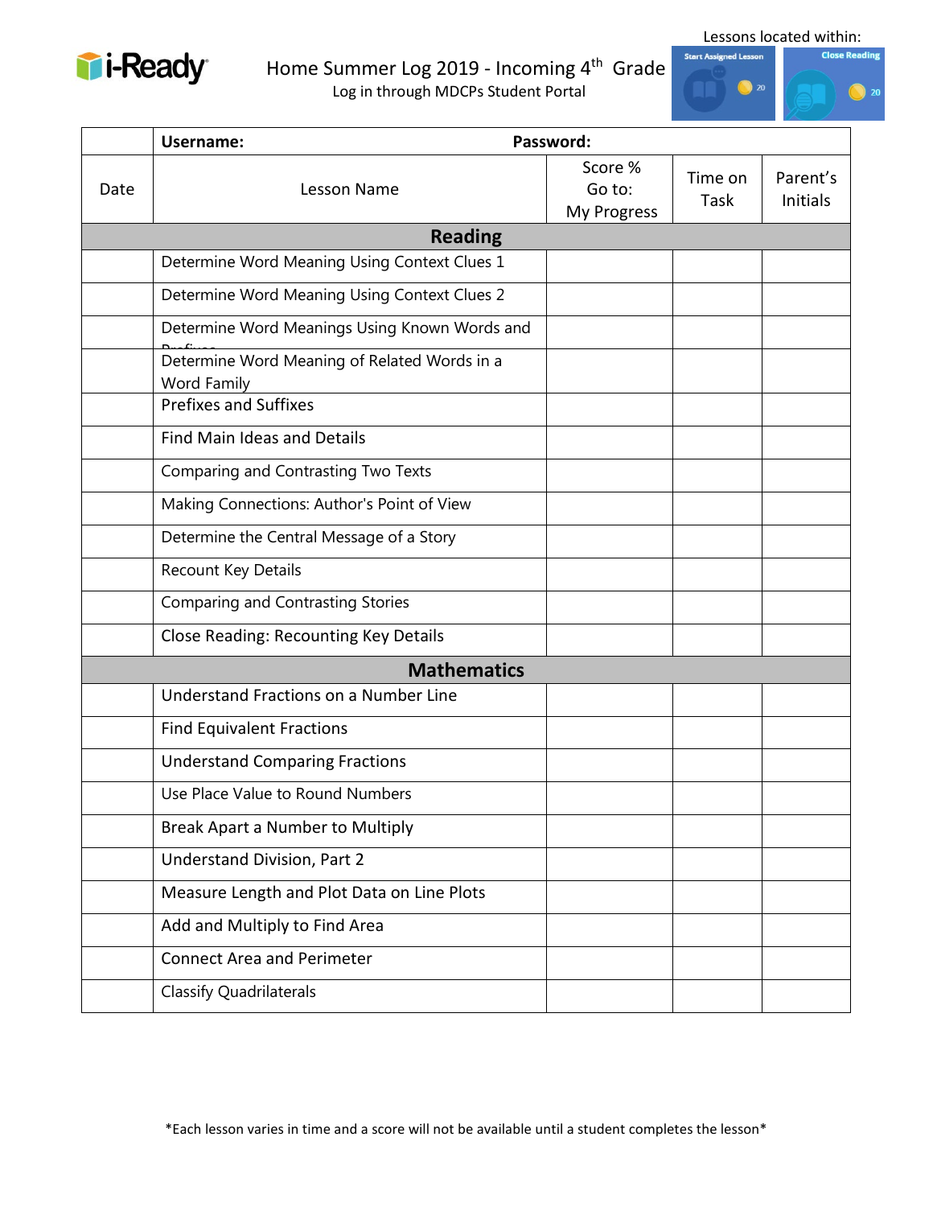Lessons located within: Start Assigned Lesson | Close Reading

# Home Summer Log 2019 - Incoming 4th Grade

Log in through MDCPs Student Portal

| | Username: | Password: | | |
|---|---|---|---|---|
| Date | Lesson Name | Score % Go to: My Progress | Time on Task | Parent's Initials |
| | **Reading** | | | |
| | Determine Word Meaning Using Context Clues 1 | | | |
| | Determine Word Meaning Using Context Clues 2 | | | |
| | Determine Word Meanings Using Known Words and Prefixes | | | |
| | Determine Word Meaning of Related Words in a Word Family | | | |
| | Prefixes and Suffixes | | | |
| | Find Main Ideas and Details | | | |
| | Comparing and Contrasting Two Texts | | | |
| | Making Connections: Author's Point of View | | | |
| | Determine the Central Message of a Story | | | |
| | Recount Key Details | | | |
| | Comparing and Contrasting Stories | | | |
| | Close Reading: Recounting Key Details | | | |
| | **Mathematics** | | | |
| | Understand Fractions on a Number Line | | | |
| | Find Equivalent Fractions | | | |
| | Understand Comparing Fractions | | | |
| | Use Place Value to Round Numbers | | | |
| | Break Apart a Number to Multiply | | | |
| | Understand Division, Part 2 | | | |
| | Measure Length and Plot Data on Line Plots | | | |
| | Add and Multiply to Find Area | | | |
| | Connect Area and Perimeter | | | |
| | Classify Quadrilaterals | | | |

*Each lesson varies in time and a score will not be available until a student completes the lesson*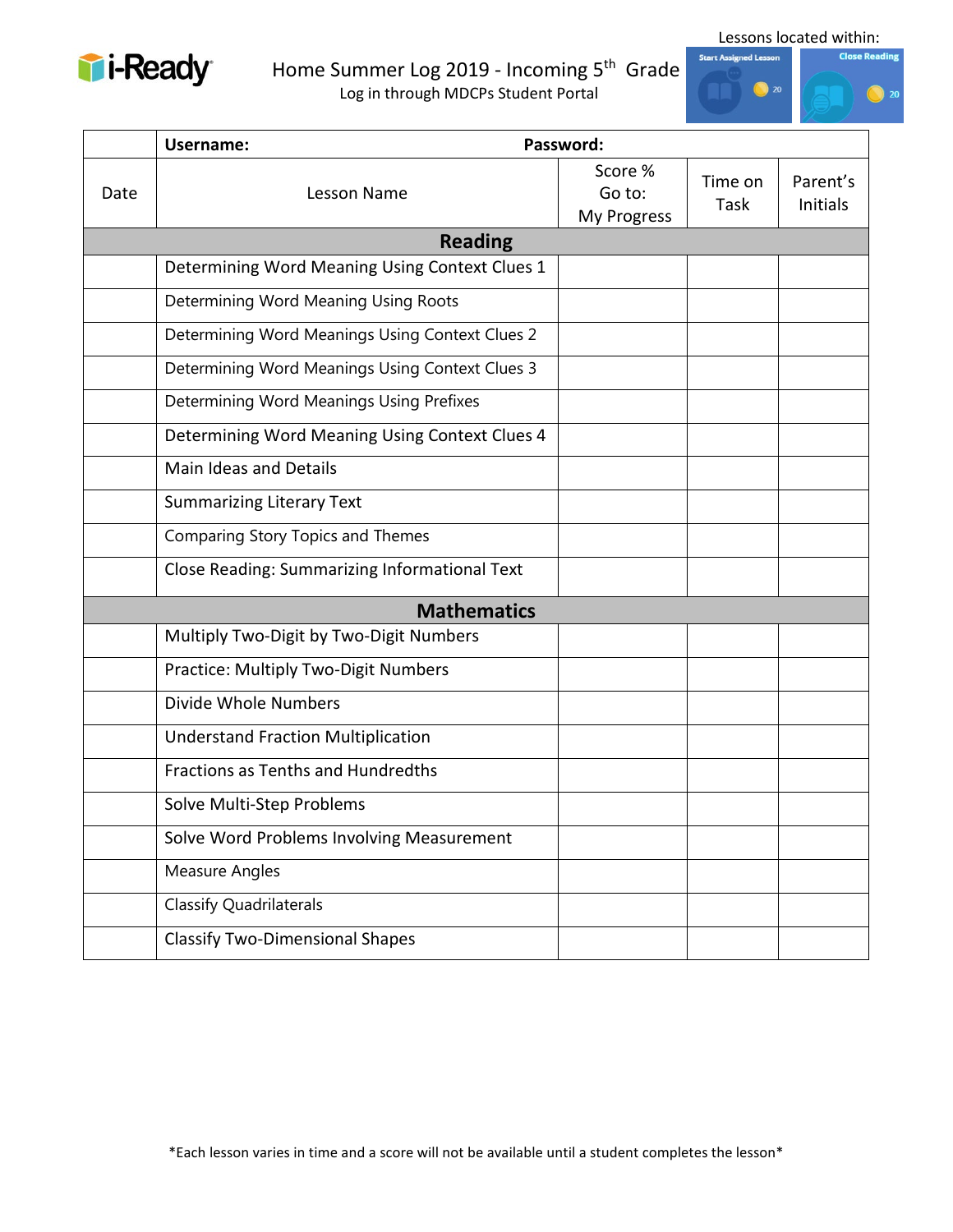i-Ready

Home Summer Log 2019 - Incoming 5$^{th}$ Grade

Log in through MDCPs Student Portal

Lessons located within:

Start Assigned Lesson | Close Reading

| | Username: | Password: | | |
|---|---|---|---|---|
| Date | Lesson Name | Score % Go to: My Progress | Time on Task | Parent's Initials |
| | **Reading** | | | |
| | Determining Word Meaning Using Context Clues 1 | | | |
| | Determining Word Meaning Using Roots | | | |
| | Determining Word Meanings Using Context Clues 2 | | | |
| | Determining Word Meanings Using Context Clues 3 | | | |
| | Determining Word Meanings Using Prefixes | | | |
| | Determining Word Meaning Using Context Clues 4 | | | |
| | Main Ideas and Details | | | |
| | Summarizing Literary Text | | | |
| | Comparing Story Topics and Themes | | | |
| | Close Reading: Summarizing Informational Text | | | |
| | **Mathematics** | | | |
| | Multiply Two-Digit by Two-Digit Numbers | | | |
| | Practice: Multiply Two-Digit Numbers | | | |
| | Divide Whole Numbers | | | |
| | Understand Fraction Multiplication | | | |
| | Fractions as Tenths and Hundredths | | | |
| | Solve Multi-Step Problems | | | |
| | Solve Word Problems Involving Measurement | | | |
| | Measure Angles | | | |
| | Classify Quadrilaterals | | | |
| | Classify Two-Dimensional Shapes | | | |

*Each lesson varies in time and a score will not be available until a student completes the lesson*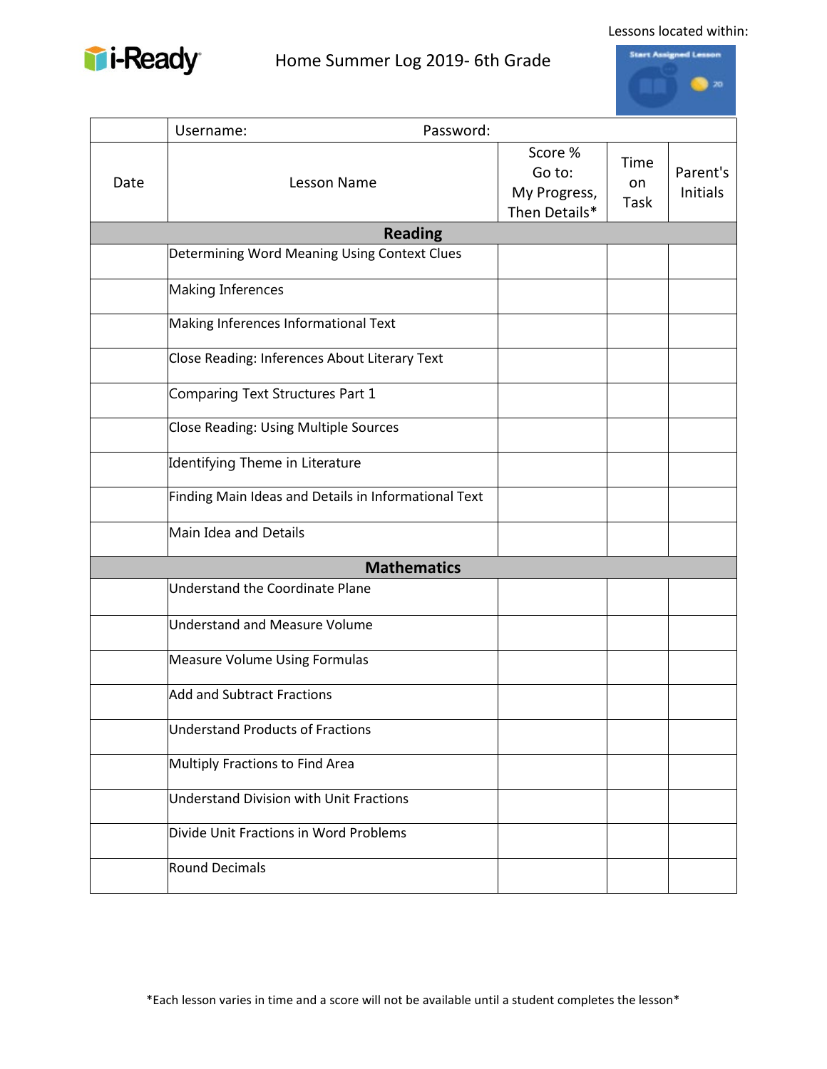Lessons located within:

i-Ready

# Home Summer Log 2019- 6th Grade

| | | | | |
|---|---|---|---|---|
| | Username: Password: | | | |
| Date | Lesson Name | Score % Go to: My Progress, Then Details* | Time on Task | Parent's Initials |
| **Reading** | | | | |
| | Determining Word Meaning Using Context Clues | | | |
| | Making Inferences | | | |
| | Making Inferences Informational Text | | | |
| | Close Reading: Inferences About Literary Text | | | |
| | Comparing Text Structures Part 1 | | | |
| | Close Reading: Using Multiple Sources | | | |
| | Identifying Theme in Literature | | | |
| | Finding Main Ideas and Details in Informational Text | | | |
| | Main Idea and Details | | | |
| **Mathematics** | | | | |
| | Understand the Coordinate Plane | | | |
| | Understand and Measure Volume | | | |
| | Measure Volume Using Formulas | | | |
| | Add and Subtract Fractions | | | |
| | Understand Products of Fractions | | | |
| | Multiply Fractions to Find Area | | | |
| | Understand Division with Unit Fractions | | | |
| | Divide Unit Fractions in Word Problems | | | |
| | Round Decimals | | | |

*Each lesson varies in time and a score will not be available until a student completes the lesson*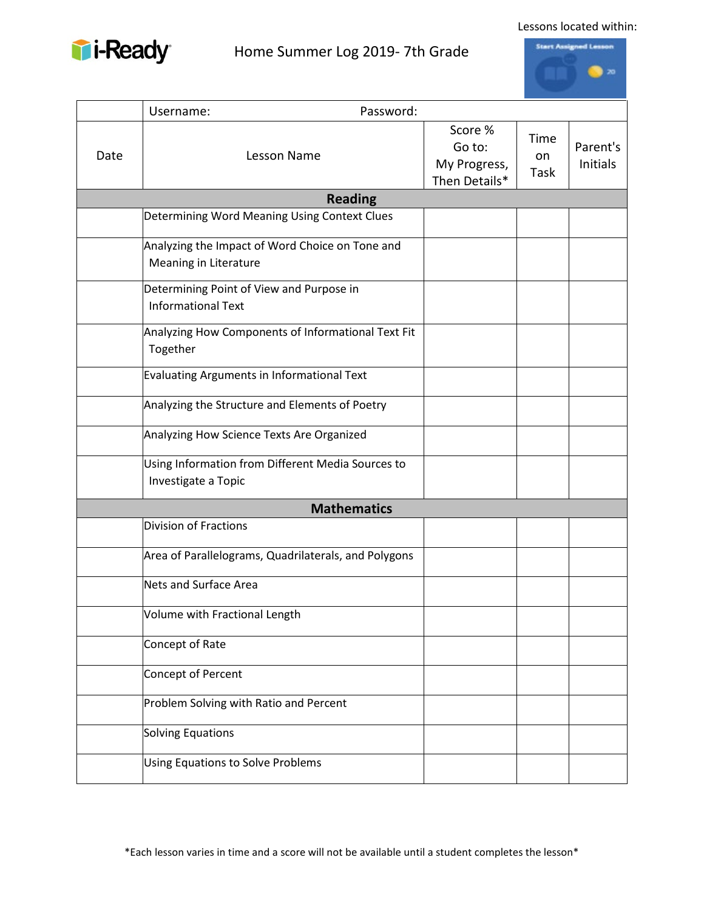Lessons located within:

# Home Summer Log 2019- 7th Grade

| | Username: Password: | | | |
|---|---|---|---|---|
| Date | Lesson Name | Score % Go to: My Progress, Then Details* | Time on Task | Parent's Initials |
| | **Reading** | | | |
| | Determining Word Meaning Using Context Clues | | | |
| | Analyzing the Impact of Word Choice on Tone and Meaning in Literature | | | |
| | Determining Point of View and Purpose in Informational Text | | | |
| | Analyzing How Components of Informational Text Fit Together | | | |
| | Evaluating Arguments in Informational Text | | | |
| | Analyzing the Structure and Elements of Poetry | | | |
| | Analyzing How Science Texts Are Organized | | | |
| | Using Information from Different Media Sources to Investigate a Topic | | | |
| | **Mathematics** | | | |
| | Division of Fractions | | | |
| | Area of Parallelograms, Quadrilaterals, and Polygons | | | |
| | Nets and Surface Area | | | |
| | Volume with Fractional Length | | | |
| | Concept of Rate | | | |
| | Concept of Percent | | | |
| | Problem Solving with Ratio and Percent | | | |
| | Solving Equations | | | |
| | Using Equations to Solve Problems | | | |

*Each lesson varies in time and a score will not be available until a student completes the lesson*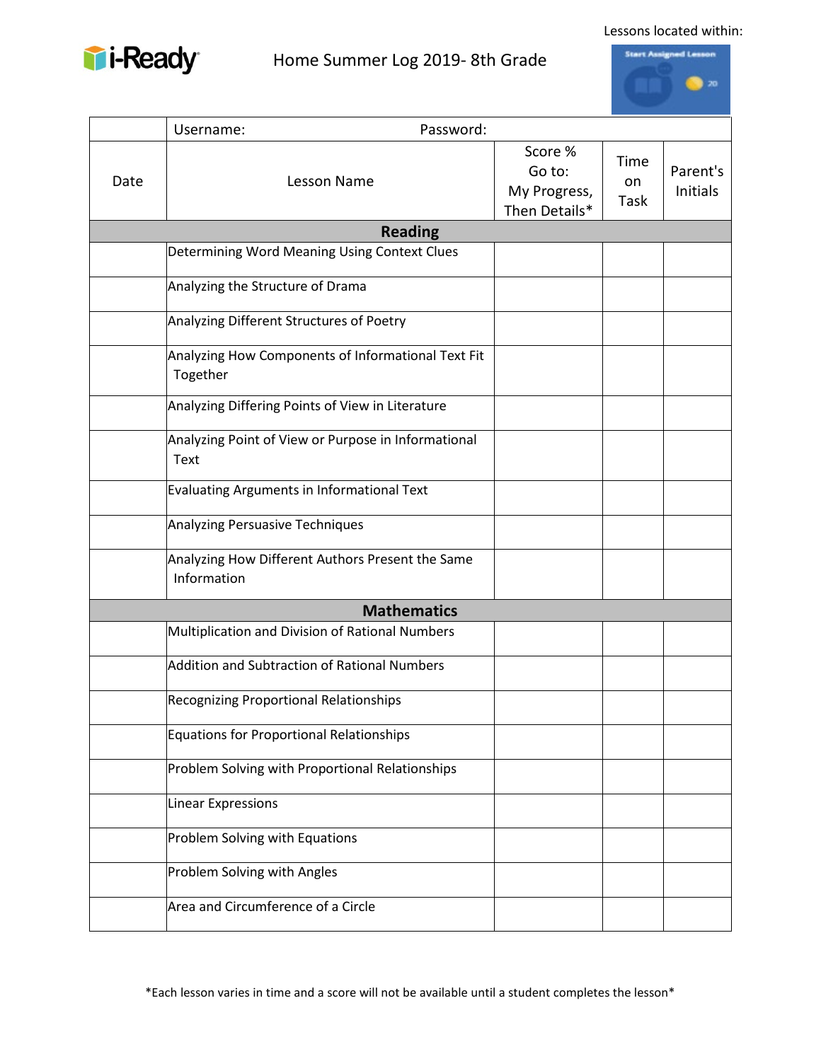Lessons located within:

i-Ready

# Home Summer Log 2019- 8th Grade

Start Assigned Lesson

| Date | Lesson Name | Score % Go to: My Progress, Then Details* | Time on Task | Parent's Initials |
|---|---|---|---|---|
| | Username: Password: | | | |
| **Reading** | | | | |
| | Determining Word Meaning Using Context Clues | | | |
| | Analyzing the Structure of Drama | | | |
| | Analyzing Different Structures of Poetry | | | |
| | Analyzing How Components of Informational Text Fit Together | | | |
| | Analyzing Differing Points of View in Literature | | | |
| | Analyzing Point of View or Purpose in Informational Text | | | |
| | Evaluating Arguments in Informational Text | | | |
| | Analyzing Persuasive Techniques | | | |
| | Analyzing How Different Authors Present the Same Information | | | |
| **Mathematics** | | | | |
| | Multiplication and Division of Rational Numbers | | | |
| | Addition and Subtraction of Rational Numbers | | | |
| | Recognizing Proportional Relationships | | | |
| | Equations for Proportional Relationships | | | |
| | Problem Solving with Proportional Relationships | | | |
| | Linear Expressions | | | |
| | Problem Solving with Equations | | | |
| | Problem Solving with Angles | | | |
| | Area and Circumference of a Circle | | | |

*Each lesson varies in time and a score will not be available until a student completes the lesson*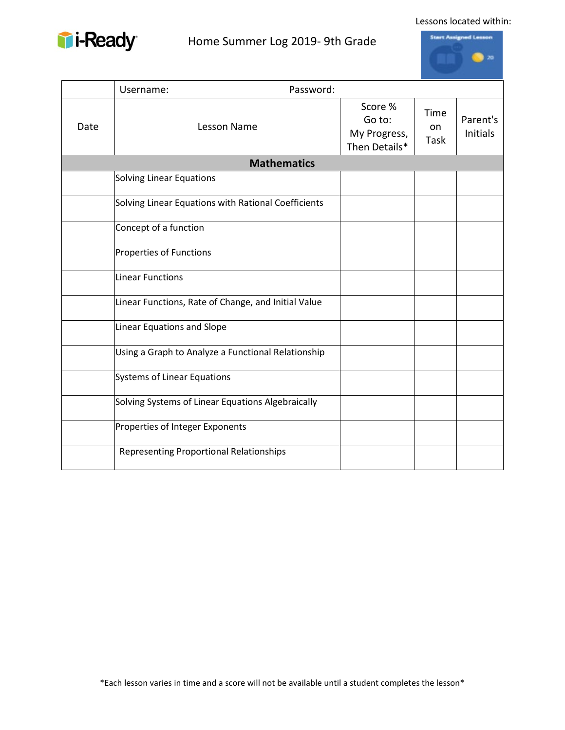Lessons located within:

# Home Summer Log 2019- 9th Grade

| | Username: Password: | | | |
|---|---|---|---|---|
| Date | Lesson Name | Score % Go to: My Progress, Then Details* | Time on Task | Parent's Initials |
| | **Mathematics** | | | |
| | Solving Linear Equations | | | |
| | Solving Linear Equations with Rational Coefficients | | | |
| | Concept of a function | | | |
| | Properties of Functions | | | |
| | Linear Functions | | | |
| | Linear Functions, Rate of Change, and Initial Value | | | |
| | Linear Equations and Slope | | | |
| | Using a Graph to Analyze a Functional Relationship | | | |
| | Systems of Linear Equations | | | |
| | Solving Systems of Linear Equations Algebraically | | | |
| | Properties of Integer Exponents | | | |
| | Representing Proportional Relationships | | | |

*Each lesson varies in time and a score will not be available until a student completes the lesson*